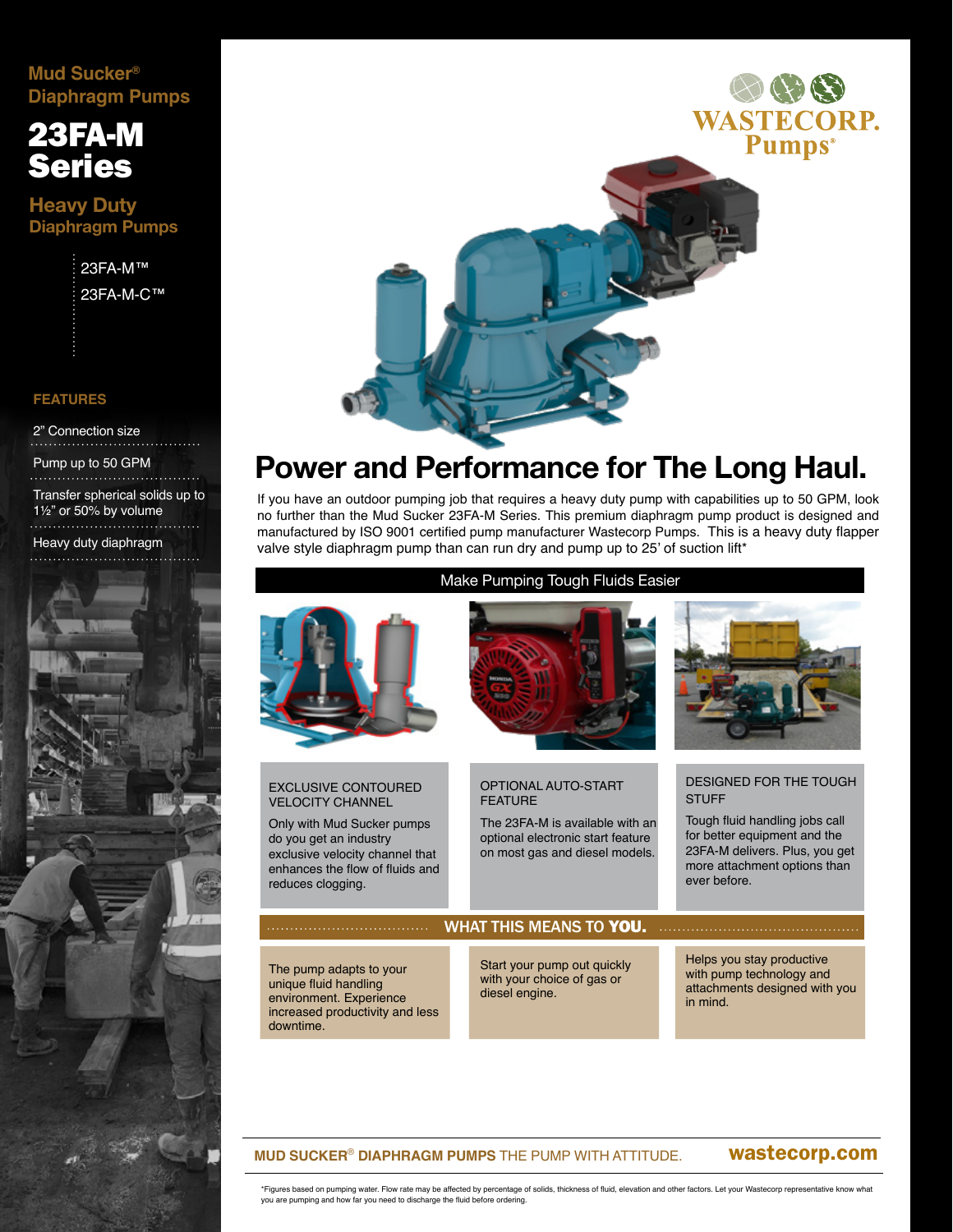Mud Sucker® Diaphragm Pumps

# 23FA-M Series

## Heavy Duty Diaphragm Pumps

- 23FA-M™
- 23FA-M-C™

### FEATURES

- 2" Connection size
- Pump up to 50 GPM
- Transfer spherical solids up to 1½" or 50% by volume
- Heavy duty diaphragm

WASTECORP. Pumps®

# Power and Performance for The Long Haul.

If you have an outdoor pumping job that requires a heavy duty pump with capabilities up to 50 GPM, look no further than the Mud Sucker 23FA-M Series. This premium diaphragm pump product is designed and manufactured by ISO 9001 certified pump manufacturer Wastecorp Pumps. This is a heavy duty flapper valve style diaphragm pump than can run dry and pump up to 25' of suction lift*

## Make Pumping Tough Fluids Easier

### EXCLUSIVE CONTOURED VELOCITY CHANNEL

Only with Mud Sucker pumps do you get an industry exclusive velocity channel that enhances the flow of fluids and reduces clogging.

### OPTIONAL AUTO-START FEATURE

The 23FA-M is available with an optional electronic start feature on most gas and diesel models.

### DESIGNED FOR THE TOUGH STUFF

Tough fluid handling jobs call for better equipment and the 23FA-M delivers. Plus, you get more attachment options than ever before.

## WHAT THIS MEANS TO **YOU.**

The pump adapts to your unique fluid handling environment. Experience increased productivity and less downtime.

Start your pump out quickly with your choice of gas or diesel engine.

Helps you stay productive with pump technology and attachments designed with you in mind.

**MUD SUCKER® DIAPHRAGM PUMPS** THE PUMP WITH ATTITUDE. **wastecorp.com**

*Figures based on pumping water. Flow rate may be affected by percentage of solids, thickness of fluid, elevation and other factors. Let your Wastecorp representative know what you are pumping and how far you need to discharge the fluid before ordering.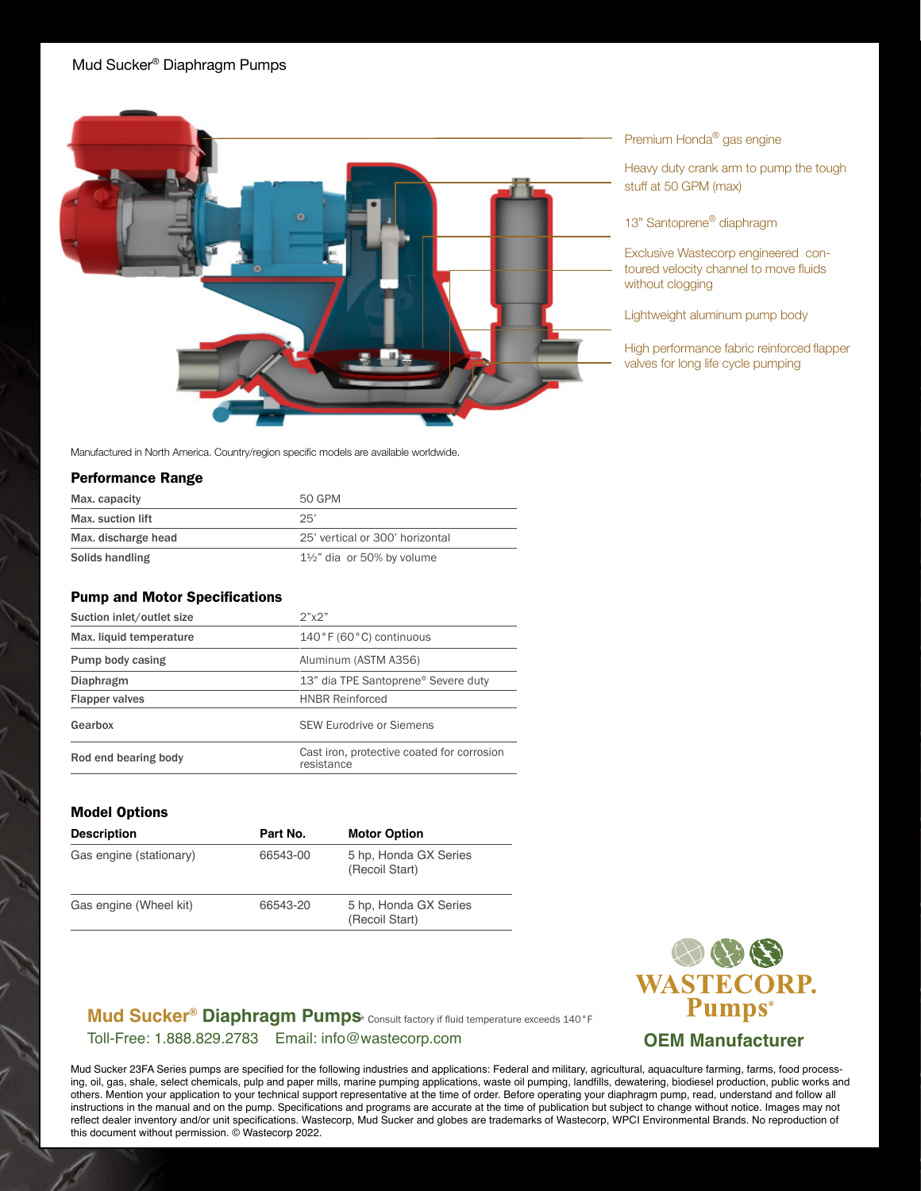Mud Sucker® Diaphragm Pumps

Premium Honda® gas engine

Heavy duty crank arm to pump the tough stuff at 50 GPM (max)

13" Santoprene® diaphragm

Exclusive Wastecorp engineered contoured velocity channel to move fluids without clogging

Lightweight aluminum pump body

High performance fabric reinforced flapper valves for long life cycle pumping

Manufactured in North America. Country/region specific models are available worldwide.

## Performance Range

| | |
|---|---|
| Max. capacity | 50 GPM |
| Max. suction lift | 25' |
| Max. discharge head | 25' vertical or 300' horizontal |
| Solids handling | 1½" dia or 50% by volume |

## Pump and Motor Specifications

| | |
|---|---|
| Suction inlet/outlet size | 2"x2" |
| Max. liquid temperature | 140°F (60°C) continuous |
| Pump body casing | Aluminum (ASTM A356) |
| Diaphragm | 13" dia TPE Santoprene® Severe duty |
| Flapper valves | HNBR Reinforced |
| Gearbox | SEW Eurodrive or Siemens |
| Rod end bearing body | Cast iron, protective coated for corrosion resistance |

## Model Options

| Description | Part No. | Motor Option |
|---|---|---|
| Gas engine (stationary) | 66543-00 | 5 hp, Honda GX Series (Recoil Start) |
| Gas engine (Wheel kit) | 66543-20 | 5 hp, Honda GX Series (Recoil Start) |

**Mud Sucker® Diaphragm Pumps*** Consult factory if fluid temperature exceeds 140°F

Toll-Free: 1.888.829.2783 Email: info@wastecorp.com

WASTECORP. Pumps®

**OEM Manufacturer**

Mud Sucker 23FA Series pumps are specified for the following industries and applications: Federal and military, agricultural, aquaculture farming, farms, food processing, oil, gas, shale, select chemicals, pulp and paper mills, marine pumping applications, waste oil pumping, landfills, dewatering, biodiesel production, public works and others. Mention your application to your technical support representative at the time of order. Before operating your diaphragm pump, read, understand and follow all instructions in the manual and on the pump. Specifications and programs are accurate at the time of publication but subject to change without notice. Images may not reflect dealer inventory and/or unit specifications. Wastecorp, Mud Sucker and globes are trademarks of Wastecorp, WPCI Environmental Brands. No reproduction of this document without permission. © Wastecorp 2022.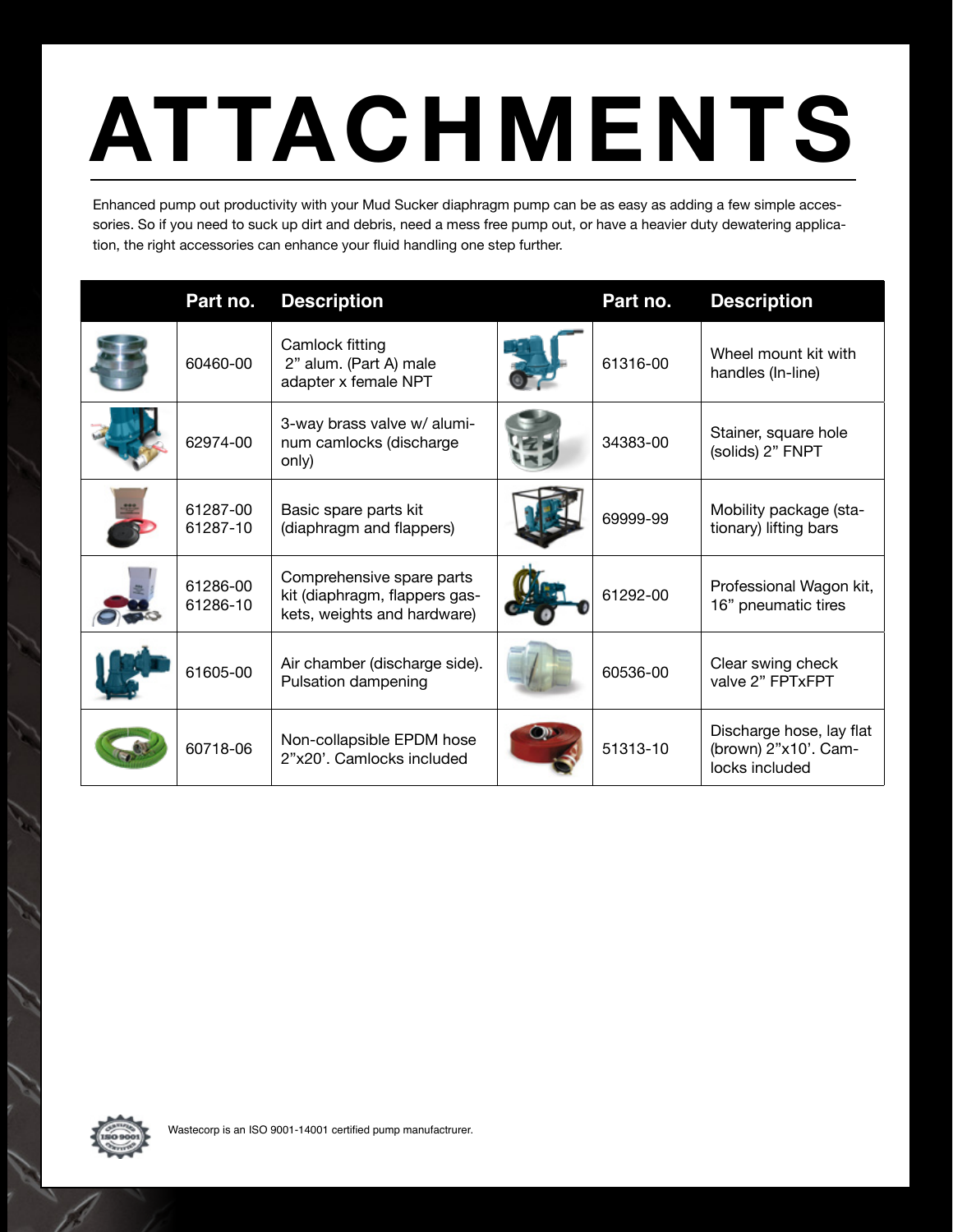# ATTACHMENTS

Enhanced pump out productivity with your Mud Sucker diaphragm pump can be as easy as adding a few simple accessories. So if you need to suck up dirt and debris, need a mess free pump out, or have a heavier duty dewatering application, the right accessories can enhance your fluid handling one step further.

| | Part no. | Description | | Part no. | Description |
|---|---|---|---|---|---|
| | 60460-00 | Camlock fitting 2" alum. (Part A) male adapter x female NPT | | 61316-00 | Wheel mount kit with handles (In-line) |
| | 62974-00 | 3-way brass valve w/ aluminum camlocks (discharge only) | | 34383-00 | Stainer, square hole (solids) 2" FNPT |
| | 61287-00 61287-10 | Basic spare parts kit (diaphragm and flappers) | | 69999-99 | Mobility package (stationary) lifting bars |
| | 61286-00 61286-10 | Comprehensive spare parts kit (diaphragm, flappers gaskets, weights and hardware) | | 61292-00 | Professional Wagon kit, 16" pneumatic tires |
| | 61605-00 | Air chamber (discharge side). Pulsation dampening | | 60536-00 | Clear swing check valve 2" FPTxFPT |
| | 60718-06 | Non-collapsible EPDM hose 2"x20'. Camlocks included | | 51313-10 | Discharge hose, lay flat (brown) 2"x10'. Camlocks included |

Wastecorp is an ISO 9001-14001 certified pump manufactrurer.